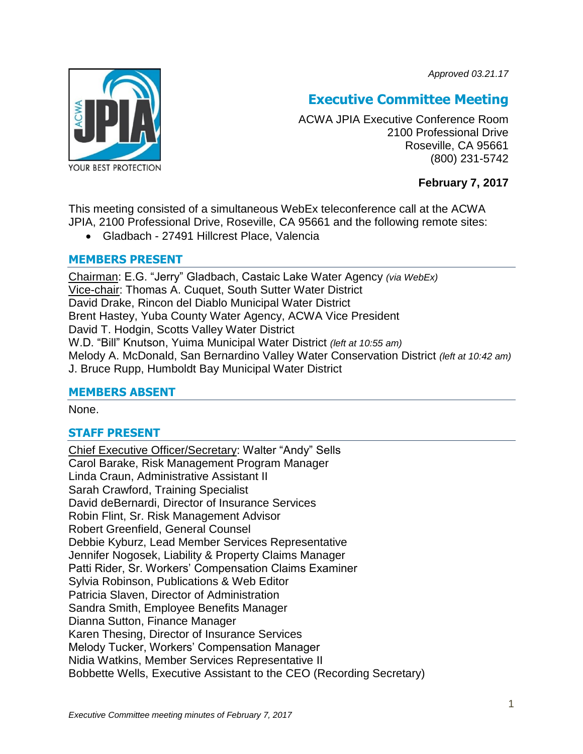*Approved 03.21.17*

# Executive Committee Meeting

ACWA JPIA Executive Conference Room
2100 Professional Drive
Roseville, CA 95661
(800) 231-5742

**February 7, 2017**

This meeting consisted of a simultaneous WebEx teleconference call at the ACWA JPIA, 2100 Professional Drive, Roseville, CA 95661 and the following remote sites:

- Gladbach - 27491 Hillcrest Place, Valencia

## MEMBERS PRESENT

Chairman: E.G. "Jerry" Gladbach, Castaic Lake Water Agency *(via WebEx)*
Vice-chair: Thomas A. Cuquet, South Sutter Water District
David Drake, Rincon del Diablo Municipal Water District
Brent Hastey, Yuba County Water Agency, ACWA Vice President
David T. Hodgin, Scotts Valley Water District
W.D. "Bill" Knutson, Yuima Municipal Water District *(left at 10:55 am)*
Melody A. McDonald, San Bernardino Valley Water Conservation District *(left at 10:42 am)*
J. Bruce Rupp, Humboldt Bay Municipal Water District

## MEMBERS ABSENT

None.

## STAFF PRESENT

Chief Executive Officer/Secretary: Walter "Andy" Sells
Carol Barake, Risk Management Program Manager
Linda Craun, Administrative Assistant II
Sarah Crawford, Training Specialist
David deBernardi, Director of Insurance Services
Robin Flint, Sr. Risk Management Advisor
Robert Greenfield, General Counsel
Debbie Kyburz, Lead Member Services Representative
Jennifer Nogosek, Liability & Property Claims Manager
Patti Rider, Sr. Workers' Compensation Claims Examiner
Sylvia Robinson, Publications & Web Editor
Patricia Slaven, Director of Administration
Sandra Smith, Employee Benefits Manager
Dianna Sutton, Finance Manager
Karen Thesing, Director of Insurance Services
Melody Tucker, Workers' Compensation Manager
Nidia Watkins, Member Services Representative II
Bobbette Wells, Executive Assistant to the CEO (Recording Secretary)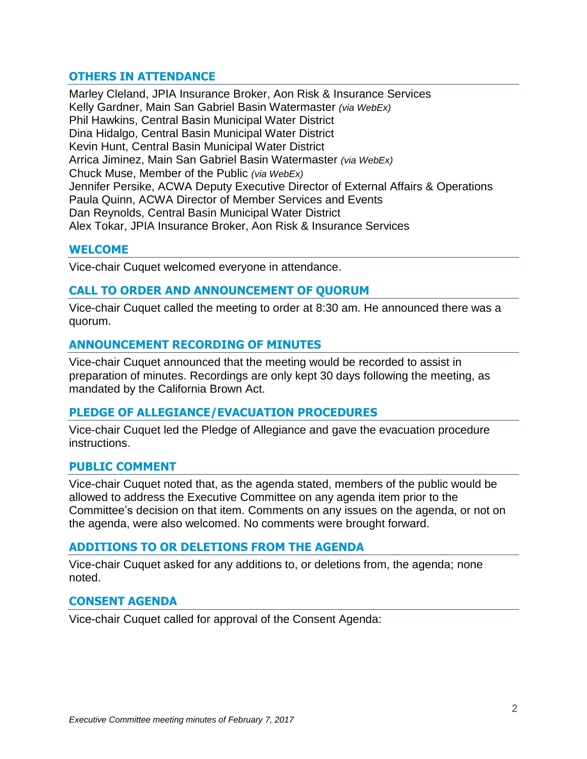## OTHERS IN ATTENDANCE

Marley Cleland, JPIA Insurance Broker, Aon Risk & Insurance Services
Kelly Gardner, Main San Gabriel Basin Watermaster *(via WebEx)*
Phil Hawkins, Central Basin Municipal Water District
Dina Hidalgo, Central Basin Municipal Water District
Kevin Hunt, Central Basin Municipal Water District
Arrica Jiminez, Main San Gabriel Basin Watermaster *(via WebEx)*
Chuck Muse, Member of the Public *(via WebEx)*
Jennifer Persike, ACWA Deputy Executive Director of External Affairs & Operations
Paula Quinn, ACWA Director of Member Services and Events
Dan Reynolds, Central Basin Municipal Water District
Alex Tokar, JPIA Insurance Broker, Aon Risk & Insurance Services

## WELCOME

Vice-chair Cuquet welcomed everyone in attendance.

## CALL TO ORDER AND ANNOUNCEMENT OF QUORUM

Vice-chair Cuquet called the meeting to order at 8:30 am. He announced there was a quorum.

## ANNOUNCEMENT RECORDING OF MINUTES

Vice-chair Cuquet announced that the meeting would be recorded to assist in preparation of minutes. Recordings are only kept 30 days following the meeting, as mandated by the California Brown Act.

## PLEDGE OF ALLEGIANCE/EVACUATION PROCEDURES

Vice-chair Cuquet led the Pledge of Allegiance and gave the evacuation procedure instructions.

## PUBLIC COMMENT

Vice-chair Cuquet noted that, as the agenda stated, members of the public would be allowed to address the Executive Committee on any agenda item prior to the Committee's decision on that item. Comments on any issues on the agenda, or not on the agenda, were also welcomed. No comments were brought forward.

## ADDITIONS TO OR DELETIONS FROM THE AGENDA

Vice-chair Cuquet asked for any additions to, or deletions from, the agenda; none noted.

## CONSENT AGENDA

Vice-chair Cuquet called for approval of the Consent Agenda: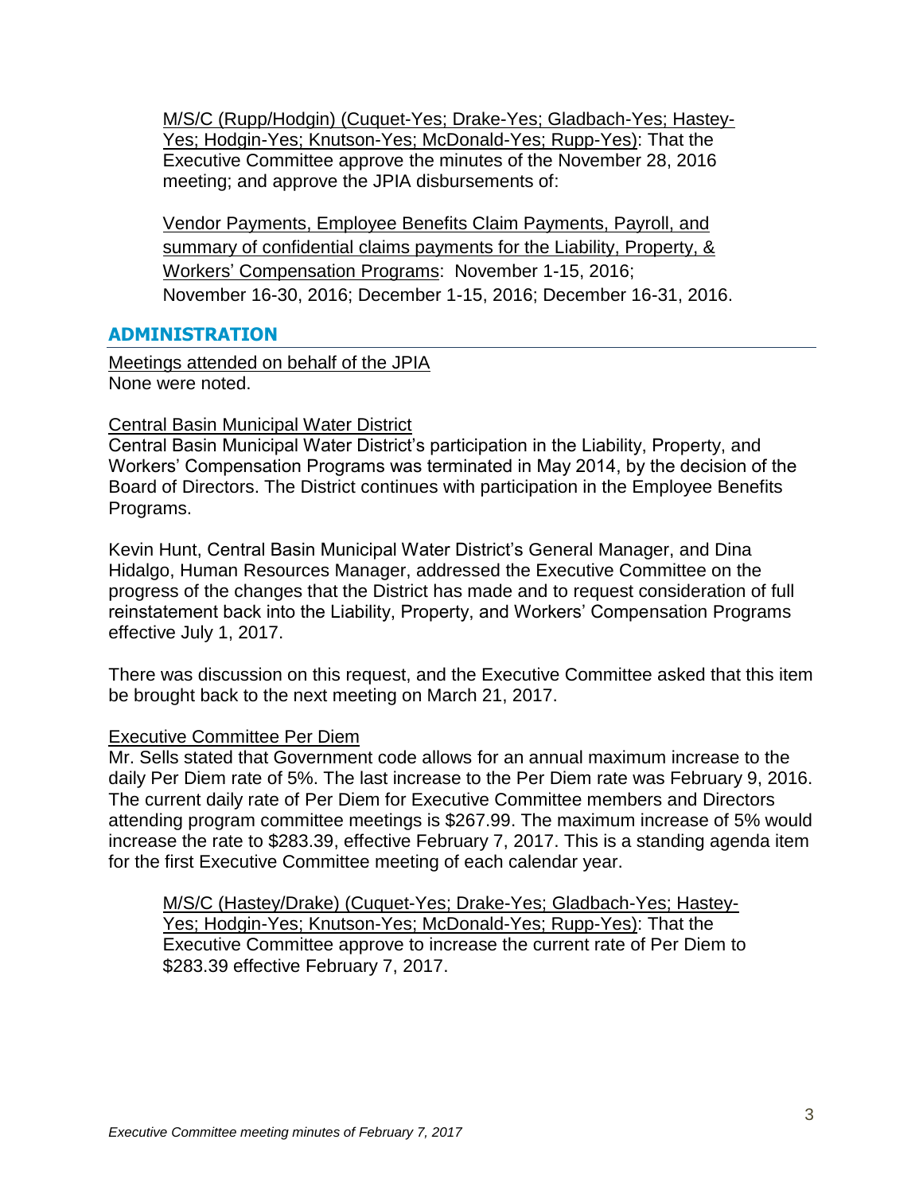M/S/C (Rupp/Hodgin) (Cuquet-Yes; Drake-Yes; Gladbach-Yes; Hastey-Yes; Hodgin-Yes; Knutson-Yes; McDonald-Yes; Rupp-Yes): That the Executive Committee approve the minutes of the November 28, 2016 meeting; and approve the JPIA disbursements of:

Vendor Payments, Employee Benefits Claim Payments, Payroll, and summary of confidential claims payments for the Liability, Property, & Workers' Compensation Programs: November 1-15, 2016; November 16-30, 2016; December 1-15, 2016; December 16-31, 2016.

## ADMINISTRATION

Meetings attended on behalf of the JPIA
None were noted.

Central Basin Municipal Water District
Central Basin Municipal Water District's participation in the Liability, Property, and Workers' Compensation Programs was terminated in May 2014, by the decision of the Board of Directors. The District continues with participation in the Employee Benefits Programs.

Kevin Hunt, Central Basin Municipal Water District's General Manager, and Dina Hidalgo, Human Resources Manager, addressed the Executive Committee on the progress of the changes that the District has made and to request consideration of full reinstatement back into the Liability, Property, and Workers' Compensation Programs effective July 1, 2017.

There was discussion on this request, and the Executive Committee asked that this item be brought back to the next meeting on March 21, 2017.

Executive Committee Per Diem
Mr. Sells stated that Government code allows for an annual maximum increase to the daily Per Diem rate of 5%. The last increase to the Per Diem rate was February 9, 2016. The current daily rate of Per Diem for Executive Committee members and Directors attending program committee meetings is $267.99. The maximum increase of 5% would increase the rate to $283.39, effective February 7, 2017. This is a standing agenda item for the first Executive Committee meeting of each calendar year.

M/S/C (Hastey/Drake) (Cuquet-Yes; Drake-Yes; Gladbach-Yes; Hastey-Yes; Hodgin-Yes; Knutson-Yes; McDonald-Yes; Rupp-Yes): That the Executive Committee approve to increase the current rate of Per Diem to $283.39 effective February 7, 2017.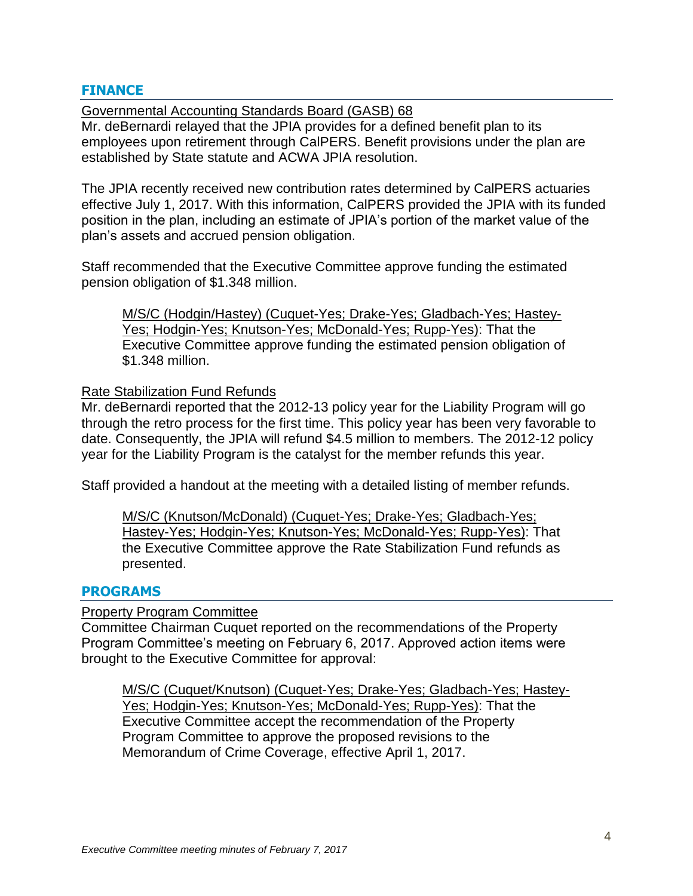## FINANCE

Governmental Accounting Standards Board (GASB) 68

Mr. deBernardi relayed that the JPIA provides for a defined benefit plan to its employees upon retirement through CalPERS. Benefit provisions under the plan are established by State statute and ACWA JPIA resolution.

The JPIA recently received new contribution rates determined by CalPERS actuaries effective July 1, 2017. With this information, CalPERS provided the JPIA with its funded position in the plan, including an estimate of JPIA's portion of the market value of the plan's assets and accrued pension obligation.

Staff recommended that the Executive Committee approve funding the estimated pension obligation of $1.348 million.

> M/S/C (Hodgin/Hastey) (Cuquet-Yes; Drake-Yes; Gladbach-Yes; Hastey-Yes; Hodgin-Yes; Knutson-Yes; McDonald-Yes; Rupp-Yes): That the Executive Committee approve funding the estimated pension obligation of $1.348 million.

Rate Stabilization Fund Refunds

Mr. deBernardi reported that the 2012-13 policy year for the Liability Program will go through the retro process for the first time. This policy year has been very favorable to date. Consequently, the JPIA will refund $4.5 million to members. The 2012-12 policy year for the Liability Program is the catalyst for the member refunds this year.

Staff provided a handout at the meeting with a detailed listing of member refunds.

> M/S/C (Knutson/McDonald) (Cuquet-Yes; Drake-Yes; Gladbach-Yes; Hastey-Yes; Hodgin-Yes; Knutson-Yes; McDonald-Yes; Rupp-Yes): That the Executive Committee approve the Rate Stabilization Fund refunds as presented.

## PROGRAMS

Property Program Committee

Committee Chairman Cuquet reported on the recommendations of the Property Program Committee's meeting on February 6, 2017. Approved action items were brought to the Executive Committee for approval:

> M/S/C (Cuquet/Knutson) (Cuquet-Yes; Drake-Yes; Gladbach-Yes; Hastey-Yes; Hodgin-Yes; Knutson-Yes; McDonald-Yes; Rupp-Yes): That the Executive Committee accept the recommendation of the Property Program Committee to approve the proposed revisions to the Memorandum of Crime Coverage, effective April 1, 2017.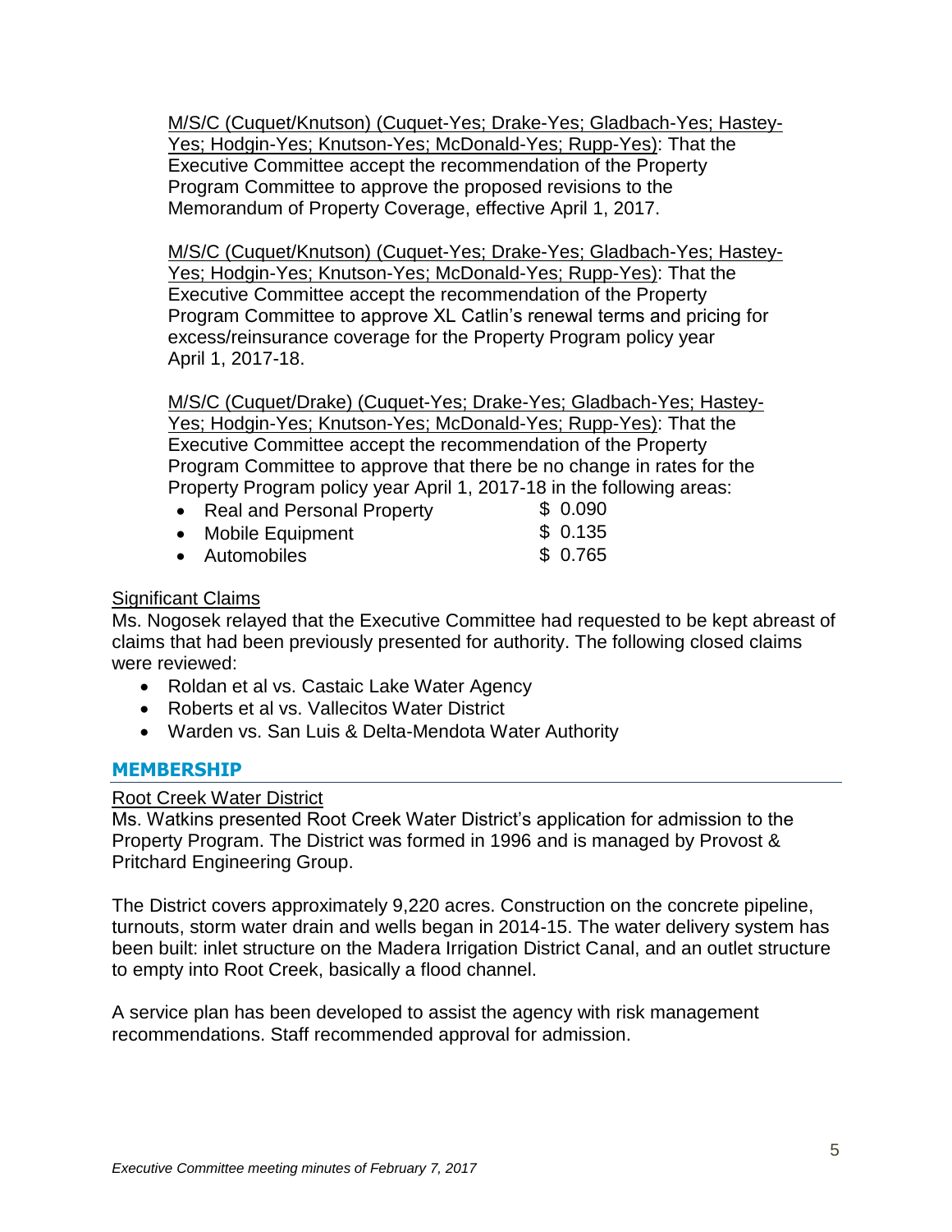M/S/C (Cuquet/Knutson) (Cuquet-Yes; Drake-Yes; Gladbach-Yes; Hastey-Yes; Hodgin-Yes; Knutson-Yes; McDonald-Yes; Rupp-Yes): That the Executive Committee accept the recommendation of the Property Program Committee to approve the proposed revisions to the Memorandum of Property Coverage, effective April 1, 2017.

M/S/C (Cuquet/Knutson) (Cuquet-Yes; Drake-Yes; Gladbach-Yes; Hastey-Yes; Hodgin-Yes; Knutson-Yes; McDonald-Yes; Rupp-Yes): That the Executive Committee accept the recommendation of the Property Program Committee to approve XL Catlin's renewal terms and pricing for excess/reinsurance coverage for the Property Program policy year April 1, 2017-18.

M/S/C (Cuquet/Drake) (Cuquet-Yes; Drake-Yes; Gladbach-Yes; Hastey-Yes; Hodgin-Yes; Knutson-Yes; McDonald-Yes; Rupp-Yes): That the Executive Committee accept the recommendation of the Property Program Committee to approve that there be no change in rates for the Property Program policy year April 1, 2017-18 in the following areas:

- Real and Personal Property $ 0.090
- Mobile Equipment $ 0.135
- Automobiles $ 0.765

Significant Claims

Ms. Nogosek relayed that the Executive Committee had requested to be kept abreast of claims that had been previously presented for authority. The following closed claims were reviewed:

- Roldan et al vs. Castaic Lake Water Agency
- Roberts et al vs. Vallecitos Water District
- Warden vs. San Luis & Delta-Mendota Water Authority

## MEMBERSHIP

Root Creek Water District

Ms. Watkins presented Root Creek Water District's application for admission to the Property Program. The District was formed in 1996 and is managed by Provost & Pritchard Engineering Group.

The District covers approximately 9,220 acres. Construction on the concrete pipeline, turnouts, storm water drain and wells began in 2014-15. The water delivery system has been built: inlet structure on the Madera Irrigation District Canal, and an outlet structure to empty into Root Creek, basically a flood channel.

A service plan has been developed to assist the agency with risk management recommendations. Staff recommended approval for admission.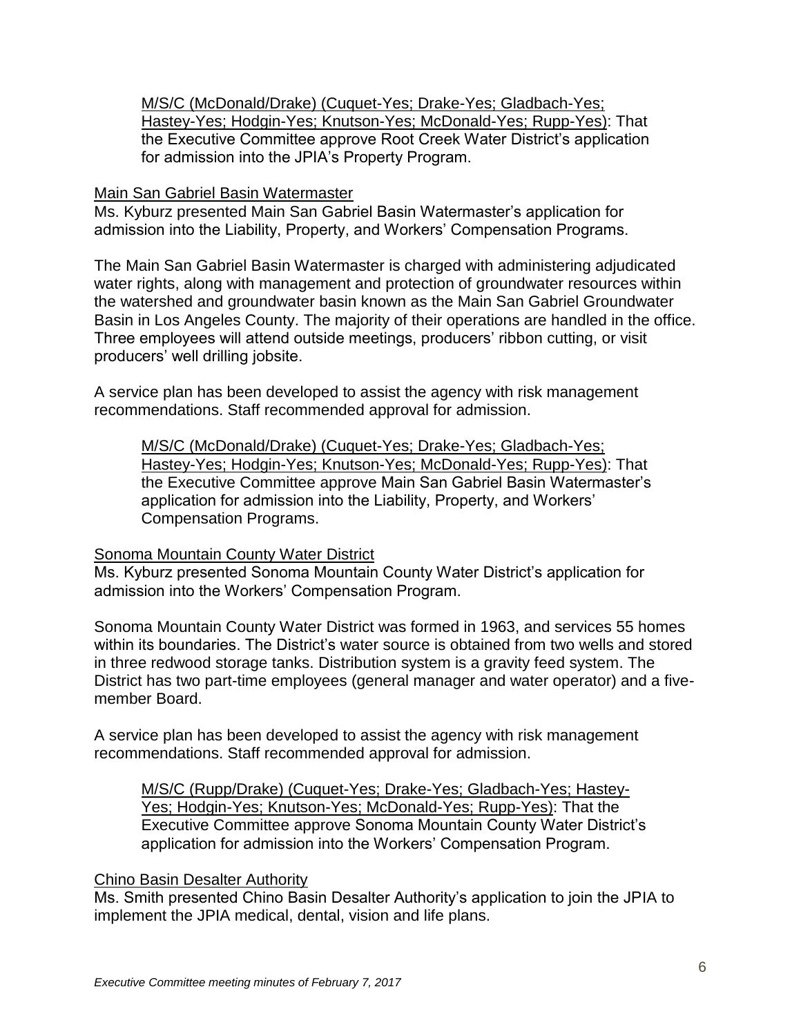M/S/C (McDonald/Drake) (Cuquet-Yes; Drake-Yes; Gladbach-Yes; Hastey-Yes; Hodgin-Yes; Knutson-Yes; McDonald-Yes; Rupp-Yes): That the Executive Committee approve Root Creek Water District's application for admission into the JPIA's Property Program.

Main San Gabriel Basin Watermaster

Ms. Kyburz presented Main San Gabriel Basin Watermaster's application for admission into the Liability, Property, and Workers' Compensation Programs.

The Main San Gabriel Basin Watermaster is charged with administering adjudicated water rights, along with management and protection of groundwater resources within the watershed and groundwater basin known as the Main San Gabriel Groundwater Basin in Los Angeles County. The majority of their operations are handled in the office. Three employees will attend outside meetings, producers' ribbon cutting, or visit producers' well drilling jobsite.

A service plan has been developed to assist the agency with risk management recommendations. Staff recommended approval for admission.

M/S/C (McDonald/Drake) (Cuquet-Yes; Drake-Yes; Gladbach-Yes; Hastey-Yes; Hodgin-Yes; Knutson-Yes; McDonald-Yes; Rupp-Yes): That the Executive Committee approve Main San Gabriel Basin Watermaster's application for admission into the Liability, Property, and Workers' Compensation Programs.

Sonoma Mountain County Water District

Ms. Kyburz presented Sonoma Mountain County Water District's application for admission into the Workers' Compensation Program.

Sonoma Mountain County Water District was formed in 1963, and services 55 homes within its boundaries. The District's water source is obtained from two wells and stored in three redwood storage tanks. Distribution system is a gravity feed system. The District has two part-time employees (general manager and water operator) and a five-member Board.

A service plan has been developed to assist the agency with risk management recommendations. Staff recommended approval for admission.

M/S/C (Rupp/Drake) (Cuquet-Yes; Drake-Yes; Gladbach-Yes; Hastey-Yes; Hodgin-Yes; Knutson-Yes; McDonald-Yes; Rupp-Yes): That the Executive Committee approve Sonoma Mountain County Water District's application for admission into the Workers' Compensation Program.

Chino Basin Desalter Authority

Ms. Smith presented Chino Basin Desalter Authority's application to join the JPIA to implement the JPIA medical, dental, vision and life plans.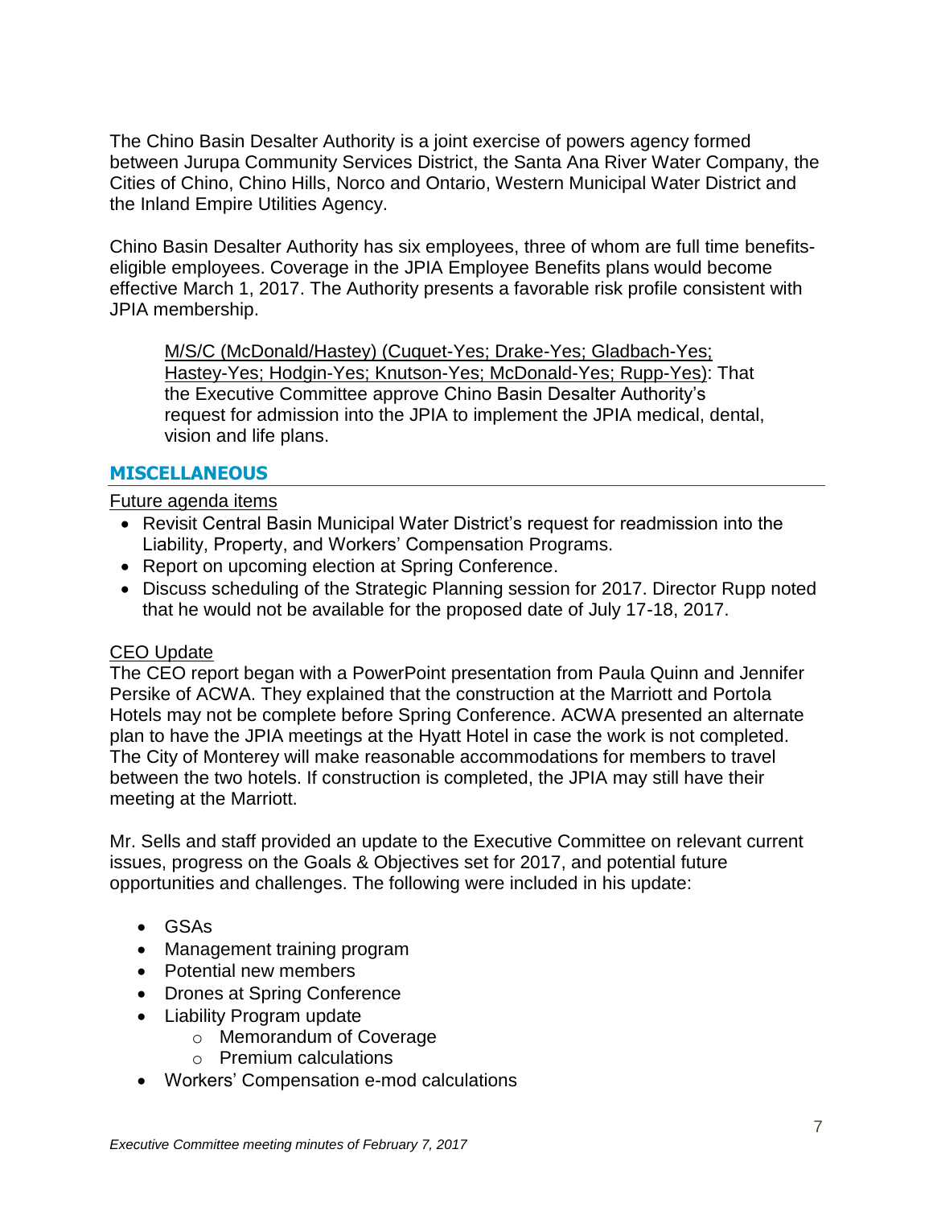The Chino Basin Desalter Authority is a joint exercise of powers agency formed between Jurupa Community Services District, the Santa Ana River Water Company, the Cities of Chino, Chino Hills, Norco and Ontario, Western Municipal Water District and the Inland Empire Utilities Agency.

Chino Basin Desalter Authority has six employees, three of whom are full time benefits-eligible employees. Coverage in the JPIA Employee Benefits plans would become effective March 1, 2017. The Authority presents a favorable risk profile consistent with JPIA membership.

> <u>M/S/C (McDonald/Hastey) (Cuquet-Yes; Drake-Yes; Gladbach-Yes; Hastey-Yes; Hodgin-Yes; Knutson-Yes; McDonald-Yes; Rupp-Yes)</u>: That the Executive Committee approve Chino Basin Desalter Authority's request for admission into the JPIA to implement the JPIA medical, dental, vision and life plans.

## MISCELLANEOUS

<u>Future agenda items</u>

- Revisit Central Basin Municipal Water District's request for readmission into the Liability, Property, and Workers' Compensation Programs.
- Report on upcoming election at Spring Conference.
- Discuss scheduling of the Strategic Planning session for 2017. Director Rupp noted that he would not be available for the proposed date of July 17-18, 2017.

<u>CEO Update</u>

The CEO report began with a PowerPoint presentation from Paula Quinn and Jennifer Persike of ACWA. They explained that the construction at the Marriott and Portola Hotels may not be complete before Spring Conference. ACWA presented an alternate plan to have the JPIA meetings at the Hyatt Hotel in case the work is not completed. The City of Monterey will make reasonable accommodations for members to travel between the two hotels. If construction is completed, the JPIA may still have their meeting at the Marriott.

Mr. Sells and staff provided an update to the Executive Committee on relevant current issues, progress on the Goals & Objectives set for 2017, and potential future opportunities and challenges. The following were included in his update:

- GSAs
- Management training program
- Potential new members
- Drones at Spring Conference
- Liability Program update
    - Memorandum of Coverage
    - Premium calculations
- Workers' Compensation e-mod calculations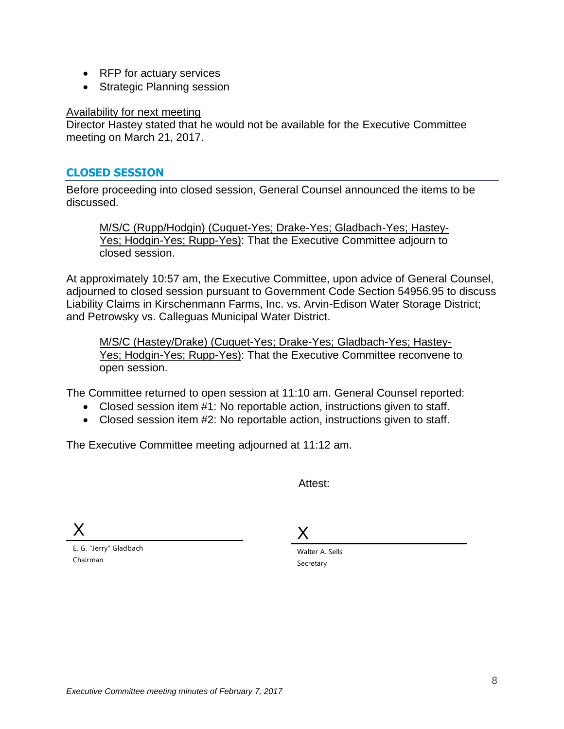- RFP for actuary services
- Strategic Planning session

<u>Availability for next meeting</u>
Director Hastey stated that he would not be available for the Executive Committee meeting on March 21, 2017.

## CLOSED SESSION

Before proceeding into closed session, General Counsel announced the items to be discussed.

> <u>M/S/C (Rupp/Hodgin) (Cuquet-Yes; Drake-Yes; Gladbach-Yes; Hastey-Yes; Hodgin-Yes; Rupp-Yes)</u>: That the Executive Committee adjourn to closed session.

At approximately 10:57 am, the Executive Committee, upon advice of General Counsel, adjourned to closed session pursuant to Government Code Section 54956.95 to discuss Liability Claims in Kirschenmann Farms, Inc. vs. Arvin-Edison Water Storage District; and Petrowsky vs. Calleguas Municipal Water District.

> <u>M/S/C (Hastey/Drake) (Cuquet-Yes; Drake-Yes; Gladbach-Yes; Hastey-Yes; Hodgin-Yes; Rupp-Yes)</u>: That the Executive Committee reconvene to open session.

The Committee returned to open session at 11:10 am. General Counsel reported:

- Closed session item #1: No reportable action, instructions given to staff.
- Closed session item #2: No reportable action, instructions given to staff.

The Executive Committee meeting adjourned at 11:12 am.

Attest:

X
E. G. "Jerry" Gladbach
Chairman

X
Walter A. Sells
Secretary

*Executive Committee meeting minutes of February 7, 2017*